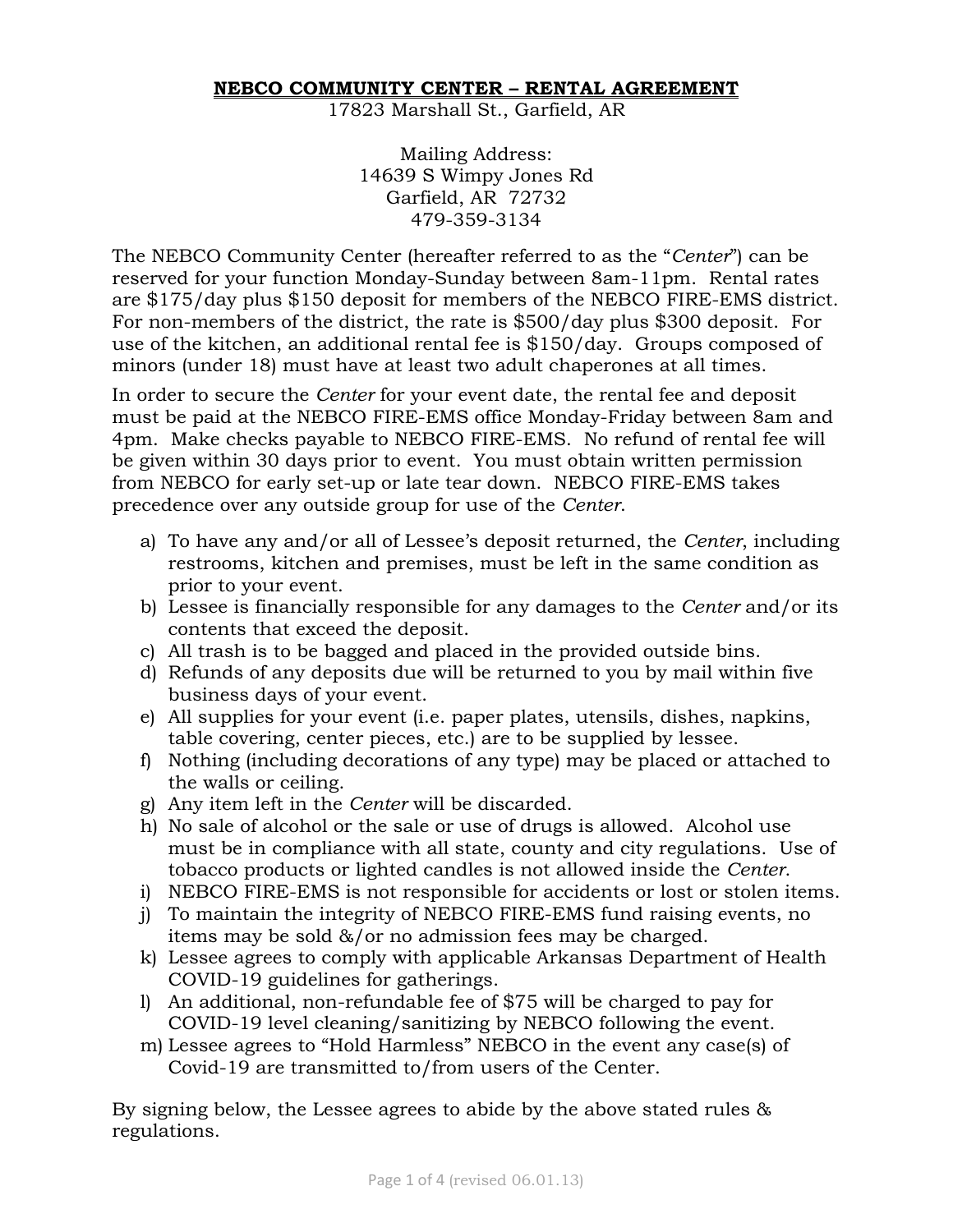# **NEBCO COMMUNITY CENTER – RENTAL AGREEMENT**

17823 Marshall St., Garfield, AR

Mailing Address:
14639 S Wimpy Jones Rd
Garfield, AR 72732
479-359-3134

The NEBCO Community Center (hereafter referred to as the "*Center*") can be reserved for your function Monday-Sunday between 8am-11pm. Rental rates are $175/day plus $150 deposit for members of the NEBCO FIRE-EMS district. For non-members of the district, the rate is $500/day plus $300 deposit. For use of the kitchen, an additional rental fee is $150/day. Groups composed of minors (under 18) must have at least two adult chaperones at all times.

In order to secure the *Center* for your event date, the rental fee and deposit must be paid at the NEBCO FIRE-EMS office Monday-Friday between 8am and 4pm. Make checks payable to NEBCO FIRE-EMS. No refund of rental fee will be given within 30 days prior to event. You must obtain written permission from NEBCO for early set-up or late tear down. NEBCO FIRE-EMS takes precedence over any outside group for use of the *Center*.

a) To have any and/or all of Lessee's deposit returned, the *Center*, including restrooms, kitchen and premises, must be left in the same condition as prior to your event.
b) Lessee is financially responsible for any damages to the *Center* and/or its contents that exceed the deposit.
c) All trash is to be bagged and placed in the provided outside bins.
d) Refunds of any deposits due will be returned to you by mail within five business days of your event.
e) All supplies for your event (i.e. paper plates, utensils, dishes, napkins, table covering, center pieces, etc.) are to be supplied by lessee.
f) Nothing (including decorations of any type) may be placed or attached to the walls or ceiling.
g) Any item left in the *Center* will be discarded.
h) No sale of alcohol or the sale or use of drugs is allowed. Alcohol use must be in compliance with all state, county and city regulations. Use of tobacco products or lighted candles is not allowed inside the *Center*.
i) NEBCO FIRE-EMS is not responsible for accidents or lost or stolen items.
j) To maintain the integrity of NEBCO FIRE-EMS fund raising events, no items may be sold &/or no admission fees may be charged.
k) Lessee agrees to comply with applicable Arkansas Department of Health COVID-19 guidelines for gatherings.
l) An additional, non-refundable fee of $75 will be charged to pay for COVID-19 level cleaning/sanitizing by NEBCO following the event.
m) Lessee agrees to "Hold Harmless" NEBCO in the event any case(s) of Covid-19 are transmitted to/from users of the Center.

By signing below, the Lessee agrees to abide by the above stated rules & regulations.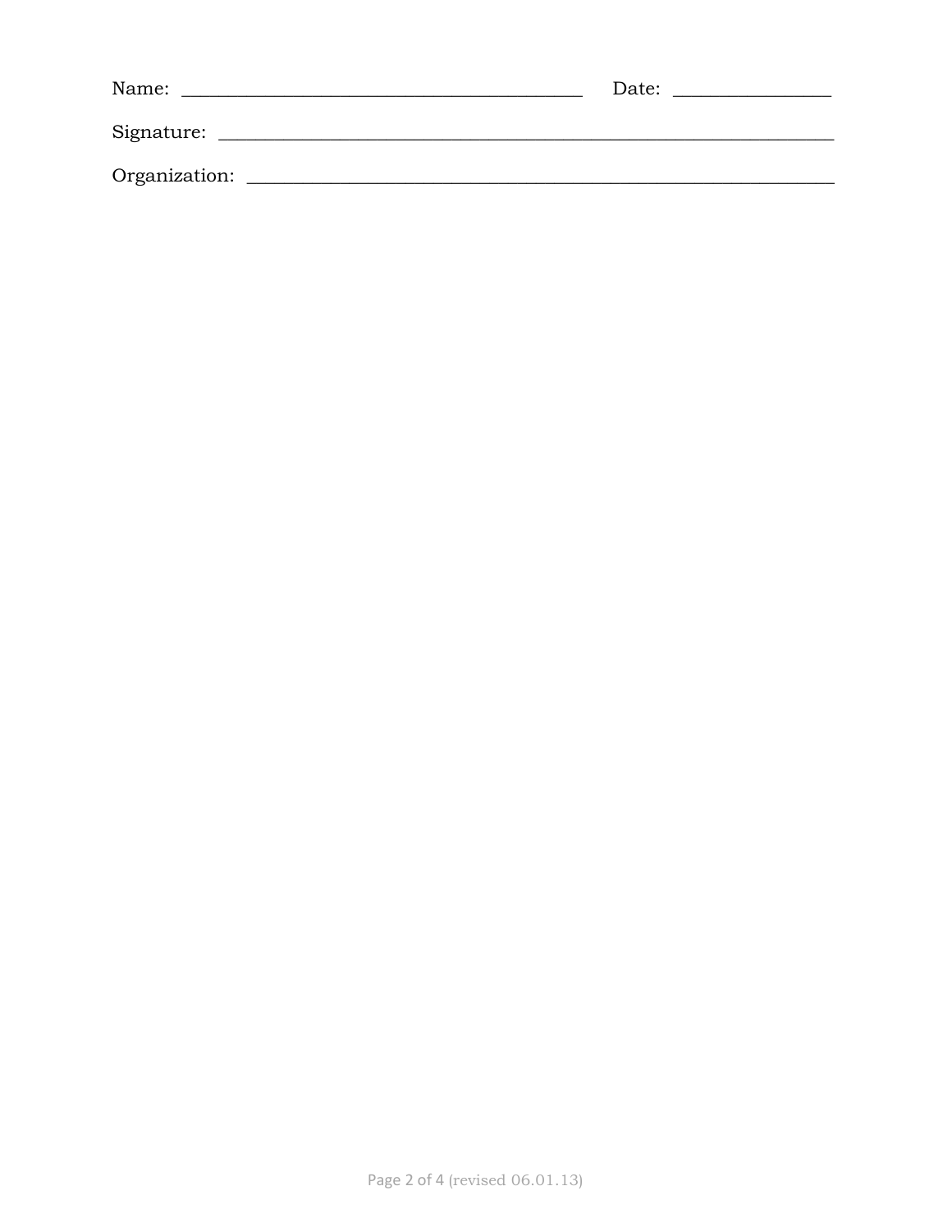Name: ___________________________________________ Date: _________________

Signature: ____________________________________________________________________

Organization: _________________________________________________________________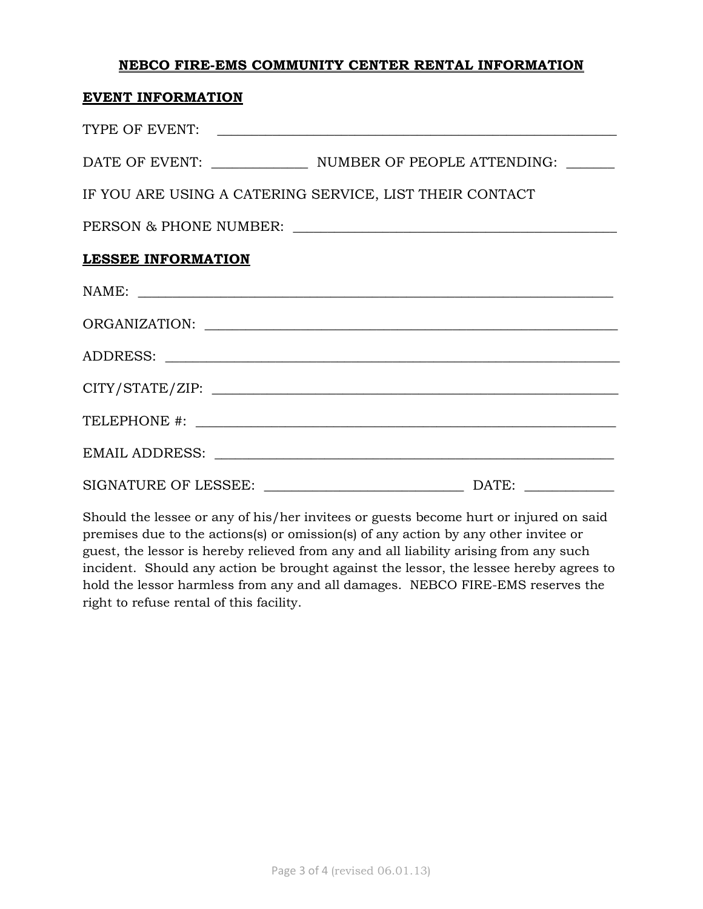# NEBCO FIRE-EMS COMMUNITY CENTER RENTAL INFORMATION

## EVENT INFORMATION

TYPE OF EVENT: ____________________________________________________________

DATE OF EVENT: _____________ NUMBER OF PEOPLE ATTENDING: _______

IF YOU ARE USING A CATERING SERVICE, LIST THEIR CONTACT

PERSON & PHONE NUMBER: ______________________________________________

## LESSEE INFORMATION

NAME: ______________________________________________________________________

ORGANIZATION: ______________________________________________________________

ADDRESS: ___________________________________________________________________

CITY/STATE/ZIP: ____________________________________________________________

TELEPHONE #: _______________________________________________________________

EMAIL ADDRESS: _____________________________________________________________

SIGNATURE OF LESSEE: ____________________________ DATE: ____________

Should the lessee or any of his/her invitees or guests become hurt or injured on said premises due to the actions(s) or omission(s) of any action by any other invitee or guest, the lessor is hereby relieved from any and all liability arising from any such incident. Should any action be brought against the lessor, the lessee hereby agrees to hold the lessor harmless from any and all damages. NEBCO FIRE-EMS reserves the right to refuse rental of this facility.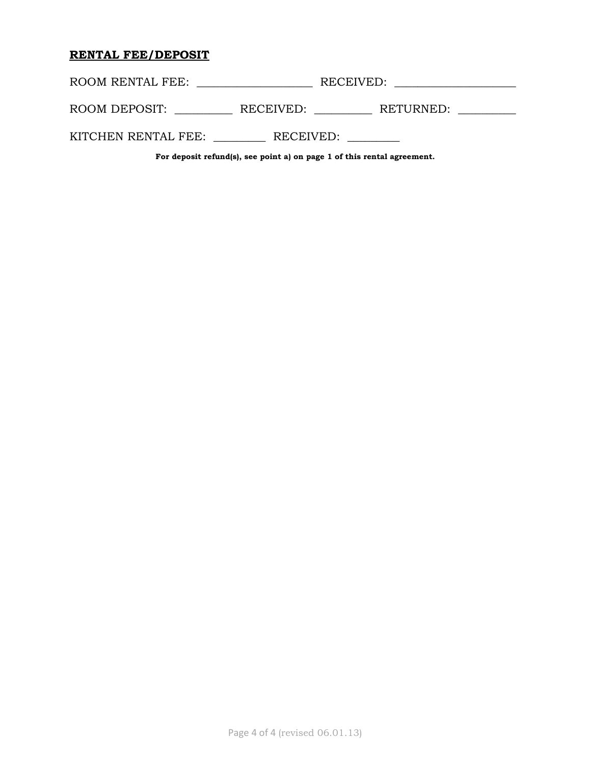**RENTAL FEE/DEPOSIT**

ROOM RENTAL FEE: ____________________ RECEIVED: ____________________

ROOM DEPOSIT: __________ RECEIVED: __________ RETURNED: __________

KITCHEN RENTAL FEE: _________ RECEIVED: _________

**For deposit refund(s), see point a) on page 1 of this rental agreement.**